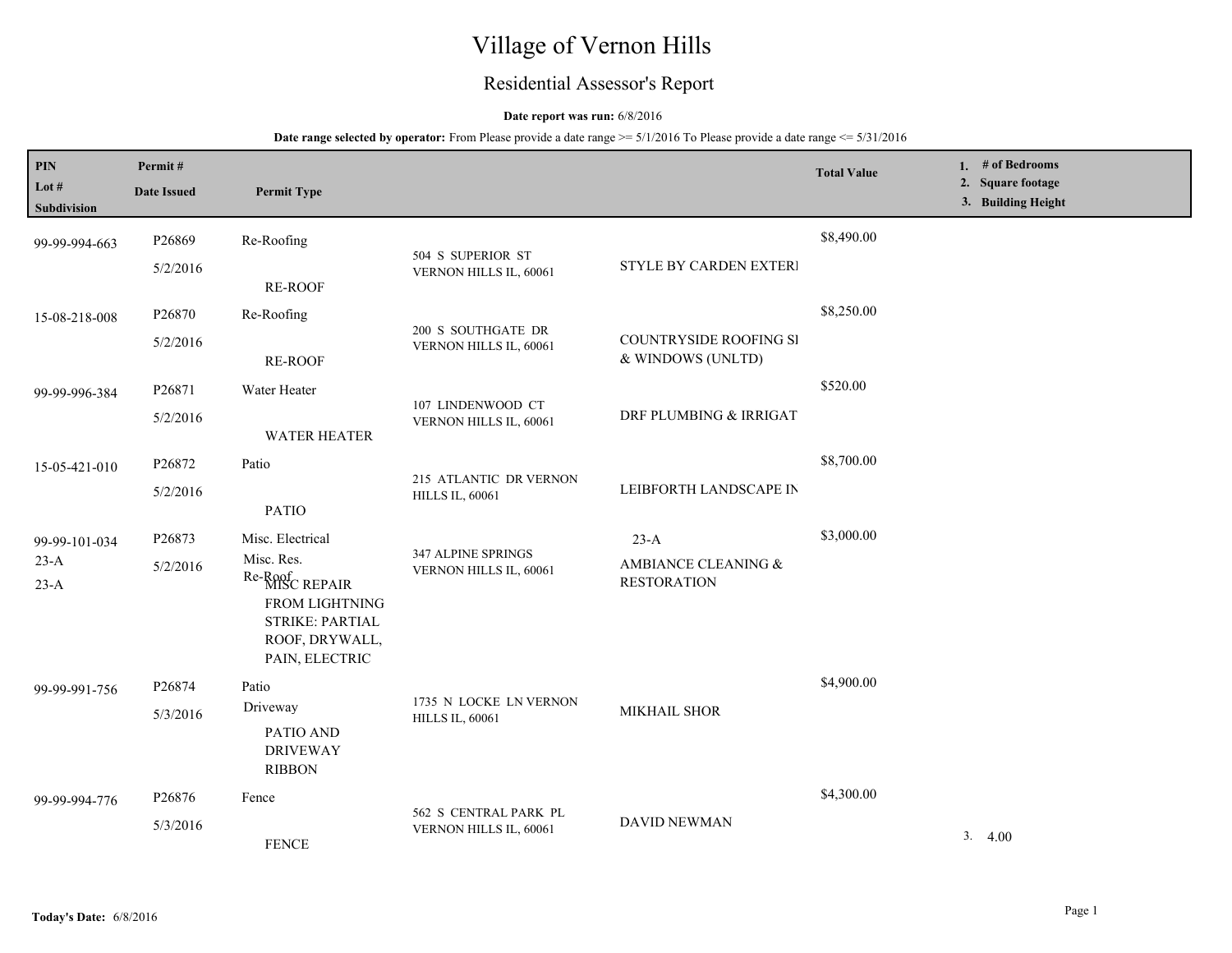# Village of Vernon Hills

## Residential Assessor's Report

**Date report was run:** 6/8/2016

**Date range selected by operator:** From Please provide a date range >= 5/1/2016 To Please provide a date range <= 5/31/2016

| PIN / Lot # / Subdivision | Permit # / Date Issued | Permit Type | Address | Contractor | Total Value | 1. # of Bedrooms 2. Square footage 3. Building Height |
|---|---|---|---|---|---|---|
| 99-99-994-663 | P26869 5/2/2016 | Re-Roofing RE-ROOF | 504 S SUPERIOR ST VERNON HILLS IL, 60061 | STYLE BY CARDEN EXTERI | $8,490.00 | |
| 15-08-218-008 | P26870 5/2/2016 | Re-Roofing RE-ROOF | 200 S SOUTHGATE DR VERNON HILLS IL, 60061 | COUNTRYSIDE ROOFING SI & WINDOWS (UNLTD) | $8,250.00 | |
| 99-99-996-384 | P26871 5/2/2016 | Water Heater WATER HEATER | 107 LINDENWOOD CT VERNON HILLS IL, 60061 | DRF PLUMBING & IRRIGAT | $520.00 | |
| 15-05-421-010 | P26872 5/2/2016 | Patio PATIO | 215 ATLANTIC DR VERNON HILLS IL, 60061 | LEIBFORTH LANDSCAPE IN | $8,700.00 | |
| 99-99-101-034 23-A 23-A | P26873 5/2/2016 | Misc. Electrical Misc. Res. Re-Roof MISC REPAIR FROM LIGHTNING STRIKE: PARTIAL ROOF, DRYWALL, PAIN, ELECTRIC | 347 ALPINE SPRINGS VERNON HILLS IL, 60061 | 23-A AMBIANCE CLEANING & RESTORATION | $3,000.00 | |
| 99-99-991-756 | P26874 5/3/2016 | Patio Driveway PATIO AND DRIVEWAY RIBBON | 1735 N LOCKE LN VERNON HILLS IL, 60061 | MIKHAIL SHOR | $4,900.00 | |
| 99-99-994-776 | P26876 5/3/2016 | Fence FENCE | 562 S CENTRAL PARK PL VERNON HILLS IL, 60061 | DAVID NEWMAN | $4,300.00 | 3. 4.00 |

**Today's Date:** 6/8/2016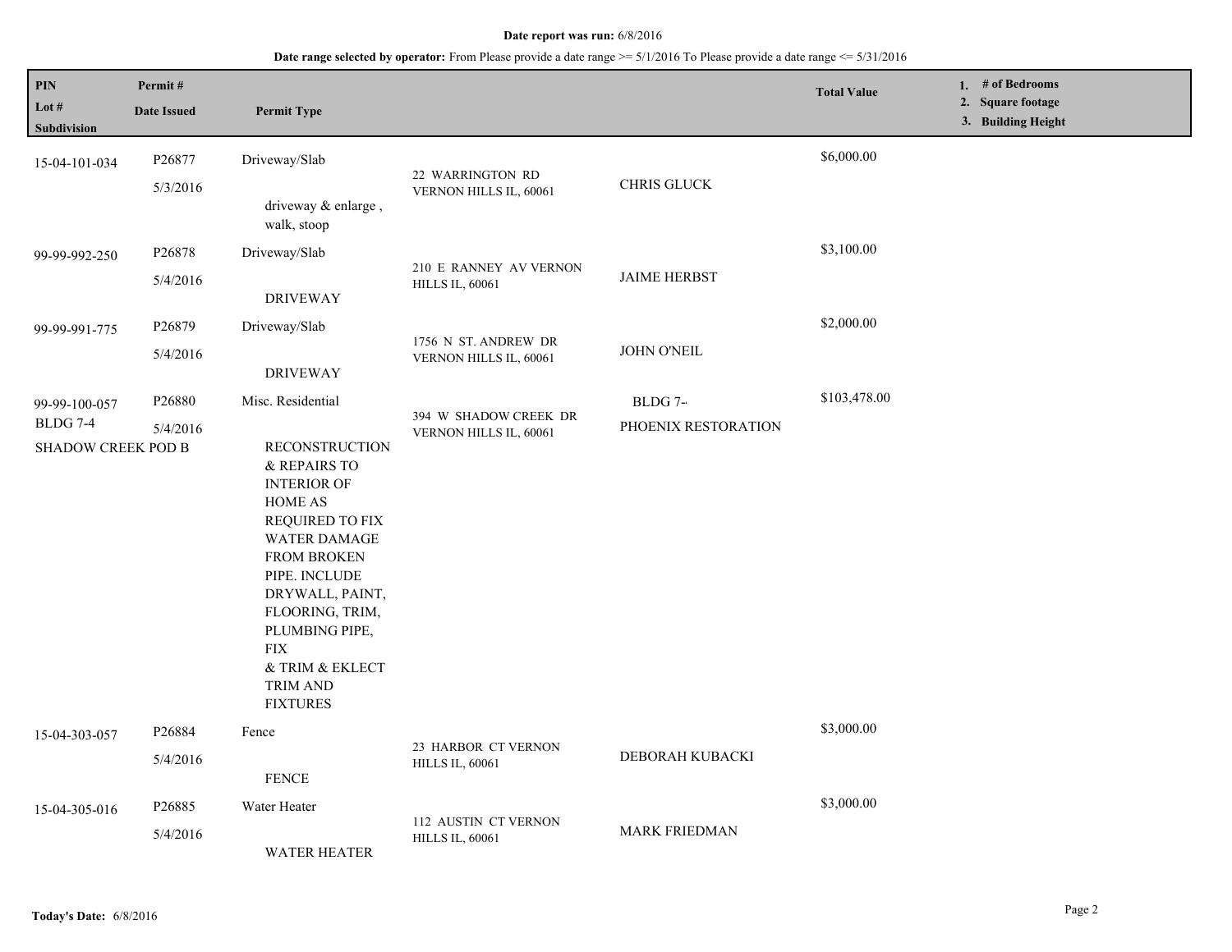**Date report was run:** 6/8/2016

**Date range selected by operator:** From Please provide a date range >= 5/1/2016 To Please provide a date range <= 5/31/2016

| PIN / Lot # / Subdivision | Permit # / Date Issued | Permit Type | | | Total Value | 1. # of Bedrooms 2. Square footage 3. Building Height |
|---|---|---|---|---|---|---|
| 15-04-101-034 | P26877 5/3/2016 | Driveway/Slab<br>driveway & enlarge , walk, stoop | 22 WARRINGTON RD VERNON HILLS IL, 60061 | CHRIS GLUCK | $6,000.00 | |
| 99-99-992-250 | P26878 5/4/2016 | Driveway/Slab<br>DRIVEWAY | 210 E RANNEY AV VERNON HILLS IL, 60061 | JAIME HERBST | $3,100.00 | |
| 99-99-991-775 | P26879 5/4/2016 | Driveway/Slab<br>DRIVEWAY | 1756 N ST. ANDREW DR VERNON HILLS IL, 60061 | JOHN O'NEIL | $2,000.00 | |
| 99-99-100-057<br>BLDG 7-4<br>SHADOW CREEK POD B | P26880 5/4/2016 | Misc. Residential<br>RECONSTRUCTION & REPAIRS TO INTERIOR OF HOME AS REQUIRED TO FIX WATER DAMAGE FROM BROKEN PIPE. INCLUDE DRYWALL, PAINT, FLOORING, TRIM, PLUMBING PIPE, FIX & TRIM & EKLECT TRIM AND FIXTURES | 394 W SHADOW CREEK DR VERNON HILLS IL, 60061 | BLDG 7-<br>PHOENIX RESTORATION | $103,478.00 | |
| 15-04-303-057 | P26884 5/4/2016 | Fence<br>FENCE | 23 HARBOR CT VERNON HILLS IL, 60061 | DEBORAH KUBACKI | $3,000.00 | |
| 15-04-305-016 | P26885 5/4/2016 | Water Heater<br>WATER HEATER | 112 AUSTIN CT VERNON HILLS IL, 60061 | MARK FRIEDMAN | $3,000.00 | |

**Today's Date:** 6/8/2016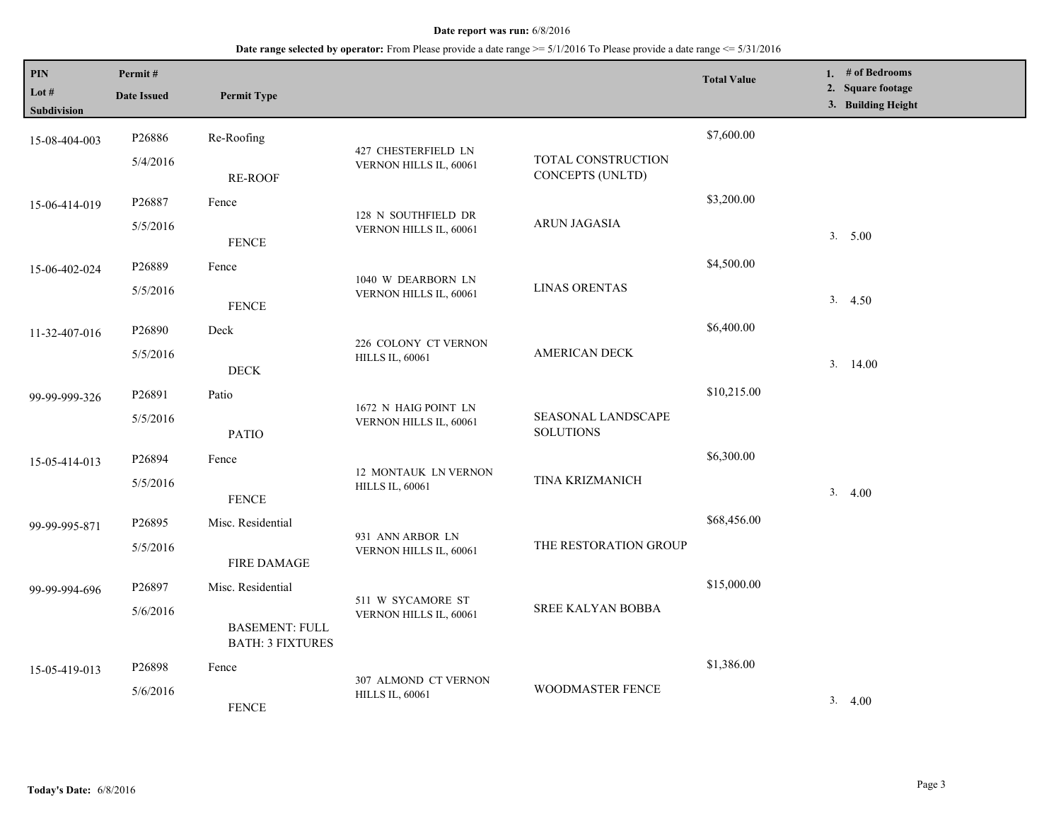**Date report was run:** 6/8/2016

**Date range selected by operator:** From Please provide a date range >= 5/1/2016 To Please provide a date range <= 5/31/2016

| PIN / Lot # / Subdivision | Permit # / Date Issued | Permit Type | | | Total Value | 1. # of Bedrooms 2. Square footage 3. Building Height |
|---|---|---|---|---|---|---|
| 15-08-404-003 | P26886 5/4/2016 | Re-Roofing RE-ROOF | 427 CHESTERFIELD LN VERNON HILLS IL, 60061 | TOTAL CONSTRUCTION CONCEPTS (UNLTD) | $7,600.00 | |
| 15-06-414-019 | P26887 5/5/2016 | Fence FENCE | 128 N SOUTHFIELD DR VERNON HILLS IL, 60061 | ARUN JAGASIA | $3,200.00 | 3. 5.00 |
| 15-06-402-024 | P26889 5/5/2016 | Fence FENCE | 1040 W DEARBORN LN VERNON HILLS IL, 60061 | LINAS ORENTAS | $4,500.00 | 3. 4.50 |
| 11-32-407-016 | P26890 5/5/2016 | Deck DECK | 226 COLONY CT VERNON HILLS IL, 60061 | AMERICAN DECK | $6,400.00 | 3. 14.00 |
| 99-99-999-326 | P26891 5/5/2016 | Patio PATIO | 1672 N HAIG POINT LN VERNON HILLS IL, 60061 | SEASONAL LANDSCAPE SOLUTIONS | $10,215.00 | |
| 15-05-414-013 | P26894 5/5/2016 | Fence FENCE | 12 MONTAUK LN VERNON HILLS IL, 60061 | TINA KRIZMANICH | $6,300.00 | 3. 4.00 |
| 99-99-995-871 | P26895 5/5/2016 | Misc. Residential FIRE DAMAGE | 931 ANN ARBOR LN VERNON HILLS IL, 60061 | THE RESTORATION GROUP | $68,456.00 | |
| 99-99-994-696 | P26897 5/6/2016 | Misc. Residential BASEMENT: FULL BATH: 3 FIXTURES | 511 W SYCAMORE ST VERNON HILLS IL, 60061 | SREE KALYAN BOBBA | $15,000.00 | |
| 15-05-419-013 | P26898 5/6/2016 | Fence FENCE | 307 ALMOND CT VERNON HILLS IL, 60061 | WOODMASTER FENCE | $1,386.00 | 3. 4.00 |

**Today's Date:** 6/8/2016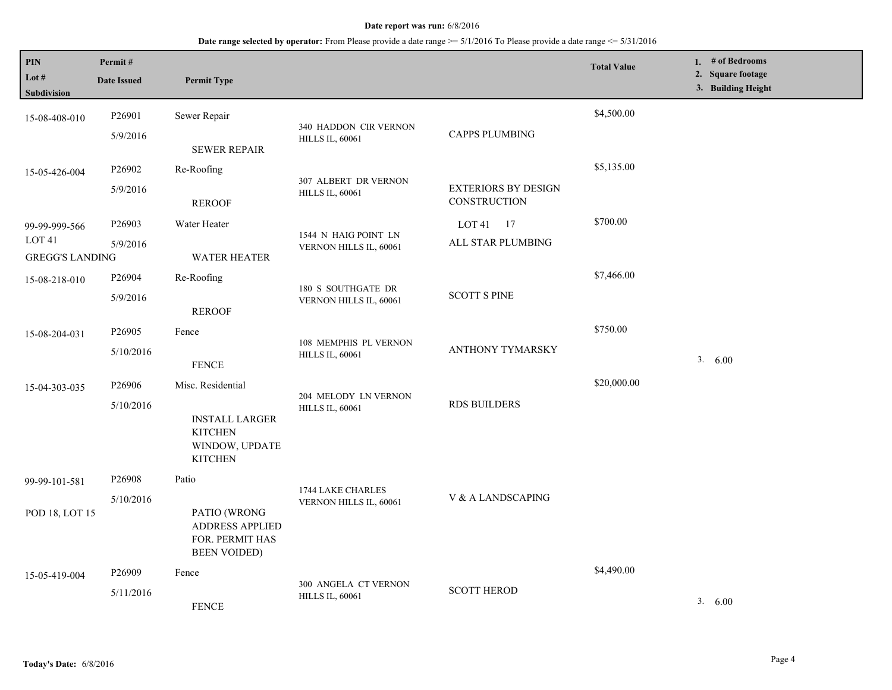**Date report was run:** 6/8/2016

**Date range selected by operator:** From Please provide a date range >= 5/1/2016 To Please provide a date range <= 5/31/2016

| PIN / Lot # / Subdivision | Permit # / Date Issued | Permit Type | Address | Contractor | Total Value | 1. # of Bedrooms 2. Square footage 3. Building Height |
|---|---|---|---|---|---|---|
| 15-08-408-010 | P26901 5/9/2016 | Sewer Repair SEWER REPAIR | 340 HADDON CIR VERNON HILLS IL, 60061 | CAPPS PLUMBING | $4,500.00 | |
| 15-05-426-004 | P26902 5/9/2016 | Re-Roofing REROOF | 307 ALBERT DR VERNON HILLS IL, 60061 | EXTERIORS BY DESIGN CONSTRUCTION | $5,135.00 | |
| 99-99-999-566 LOT 41 GREGG'S LANDING | P26903 5/9/2016 | Water Heater WATER HEATER | 1544 N HAIG POINT LN VERNON HILLS IL, 60061 | LOT 41 17 ALL STAR PLUMBING | $700.00 | |
| 15-08-218-010 | P26904 5/9/2016 | Re-Roofing REROOF | 180 S SOUTHGATE DR VERNON HILLS IL, 60061 | SCOTT S PINE | $7,466.00 | |
| 15-08-204-031 | P26905 5/10/2016 | Fence FENCE | 108 MEMPHIS PL VERNON HILLS IL, 60061 | ANTHONY TYMARSKY | $750.00 | 3. 6.00 |
| 15-04-303-035 | P26906 5/10/2016 | Misc. Residential INSTALL LARGER KITCHEN WINDOW, UPDATE KITCHEN | 204 MELODY LN VERNON HILLS IL, 60061 | RDS BUILDERS | $20,000.00 | |
| 99-99-101-581 POD 18, LOT 15 | P26908 5/10/2016 | Patio PATIO (WRONG ADDRESS APPLIED FOR. PERMIT HAS BEEN VOIDED) | 1744 LAKE CHARLES VERNON HILLS IL, 60061 | V & A LANDSCAPING | | |
| 15-05-419-004 | P26909 5/11/2016 | Fence FENCE | 300 ANGELA CT VERNON HILLS IL, 60061 | SCOTT HEROD | $4,490.00 | 3. 6.00 |

**Today's Date:** 6/8/2016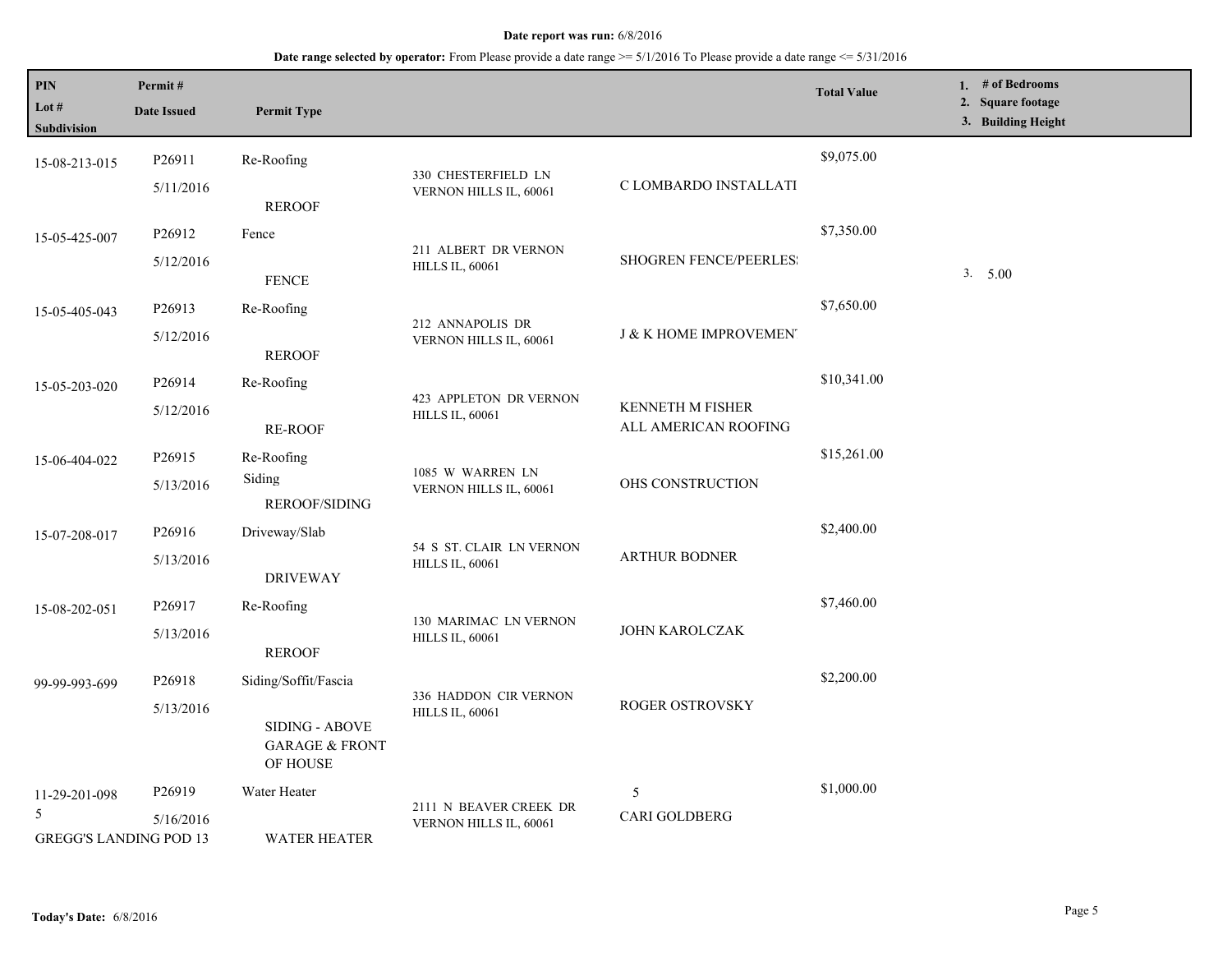**Date report was run:** 6/8/2016

**Date range selected by operator:** From Please provide a date range >= 5/1/2016 To Please provide a date range <= 5/31/2016

| PIN<br>Lot #<br>Subdivision | Permit #<br>Date Issued | Permit Type | | | Total Value | 1. # of Bedrooms<br>2. Square footage<br>3. Building Height |
|---|---|---|---|---|---|---|
| 15-08-213-015 | P26911<br>5/11/2016 | Re-Roofing<br>REROOF | 330 CHESTERFIELD LN VERNON HILLS IL, 60061 | C LOMBARDO INSTALLATI | $9,075.00 | |
| 15-05-425-007 | P26912<br>5/12/2016 | Fence<br>FENCE | 211 ALBERT DR VERNON HILLS IL, 60061 | SHOGREN FENCE/PEERLES! | $7,350.00 | 3. 5.00 |
| 15-05-405-043 | P26913<br>5/12/2016 | Re-Roofing<br>REROOF | 212 ANNAPOLIS DR VERNON HILLS IL, 60061 | J & K HOME IMPROVEMEN' | $7,650.00 | |
| 15-05-203-020 | P26914<br>5/12/2016 | Re-Roofing<br>RE-ROOF | 423 APPLETON DR VERNON HILLS IL, 60061 | KENNETH M FISHER<br>ALL AMERICAN ROOFING | $10,341.00 | |
| 15-06-404-022 | P26915<br>5/13/2016 | Re-Roofing<br>Siding<br>REROOF/SIDING | 1085 W WARREN LN VERNON HILLS IL, 60061 | OHS CONSTRUCTION | $15,261.00 | |
| 15-07-208-017 | P26916<br>5/13/2016 | Driveway/Slab<br>DRIVEWAY | 54 S ST. CLAIR LN VERNON HILLS IL, 60061 | ARTHUR BODNER | $2,400.00 | |
| 15-08-202-051 | P26917<br>5/13/2016 | Re-Roofing<br>REROOF | 130 MARIMAC LN VERNON HILLS IL, 60061 | JOHN KAROLCZAK | $7,460.00 | |
| 99-99-993-699 | P26918<br>5/13/2016 | Siding/Soffit/Fascia<br>SIDING - ABOVE GARAGE & FRONT OF HOUSE | 336 HADDON CIR VERNON HILLS IL, 60061 | ROGER OSTROVSKY | $2,200.00 | |
| 11-29-201-098<br>5<br>GREGG'S LANDING POD 13 | P26919<br>5/16/2016 | Water Heater<br>WATER HEATER | 2111 N BEAVER CREEK DR VERNON HILLS IL, 60061 | 5<br>CARI GOLDBERG | $1,000.00 | |

**Today's Date:** 6/8/2016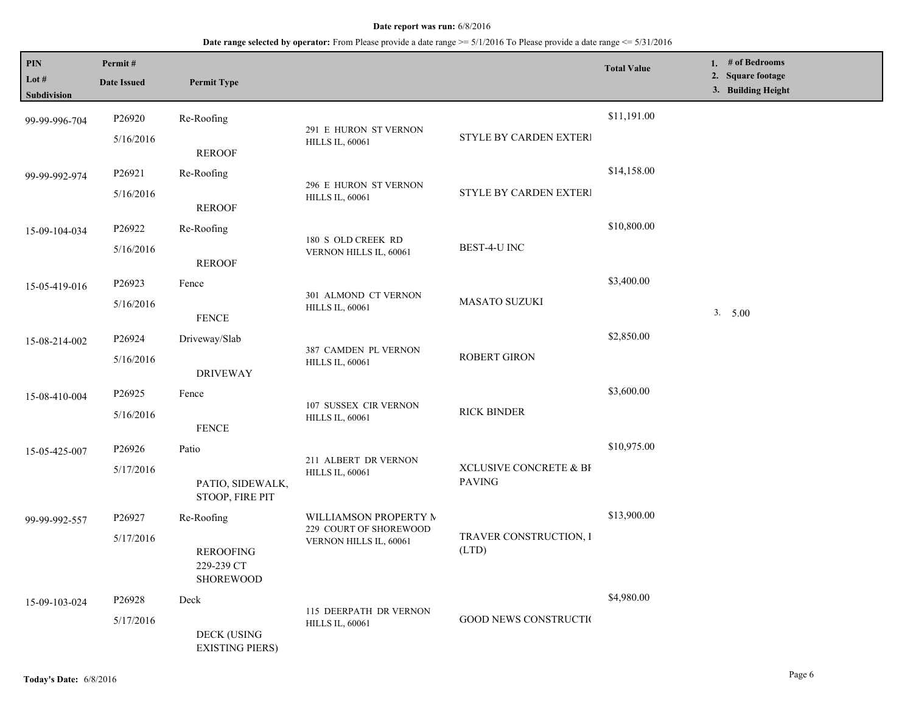**Date report was run:** 6/8/2016

**Date range selected by operator:** From Please provide a date range >= 5/1/2016 To Please provide a date range <= 5/31/2016

| PIN / Lot # / Subdivision | Permit # / Date Issued | Permit Type | | | Total Value | 1. # of Bedrooms 2. Square footage 3. Building Height |
|---|---|---|---|---|---|---|
| 99-99-996-704 | P26920 5/16/2016 | Re-Roofing REROOF | 291 E HURON ST VERNON HILLS IL, 60061 | STYLE BY CARDEN EXTERI | $11,191.00 | |
| 99-99-992-974 | P26921 5/16/2016 | Re-Roofing REROOF | 296 E HURON ST VERNON HILLS IL, 60061 | STYLE BY CARDEN EXTERI | $14,158.00 | |
| 15-09-104-034 | P26922 5/16/2016 | Re-Roofing REROOF | 180 S OLD CREEK RD VERNON HILLS IL, 60061 | BEST-4-U INC | $10,800.00 | |
| 15-05-419-016 | P26923 5/16/2016 | Fence FENCE | 301 ALMOND CT VERNON HILLS IL, 60061 | MASATO SUZUKI | $3,400.00 | 3. 5.00 |
| 15-08-214-002 | P26924 5/16/2016 | Driveway/Slab DRIVEWAY | 387 CAMDEN PL VERNON HILLS IL, 60061 | ROBERT GIRON | $2,850.00 | |
| 15-08-410-004 | P26925 5/16/2016 | Fence FENCE | 107 SUSSEX CIR VERNON HILLS IL, 60061 | RICK BINDER | $3,600.00 | |
| 15-05-425-007 | P26926 5/17/2016 | Patio PATIO, SIDEWALK, STOOP, FIRE PIT | 211 ALBERT DR VERNON HILLS IL, 60061 | XCLUSIVE CONCRETE & BI PAVING | $10,975.00 | |
| 99-99-992-557 | P26927 5/17/2016 | Re-Roofing REROOFING 229-239 CT SHOREWOOD | WILLIAMSON PROPERTY M 229 COURT OF SHOREWOOD VERNON HILLS IL, 60061 | TRAVER CONSTRUCTION, I (LTD) | $13,900.00 | |
| 15-09-103-024 | P26928 5/17/2016 | Deck DECK (USING EXISTING PIERS) | 115 DEERPATH DR VERNON HILLS IL, 60061 | GOOD NEWS CONSTRUCTIO | $4,980.00 | |

**Today's Date:** 6/8/2016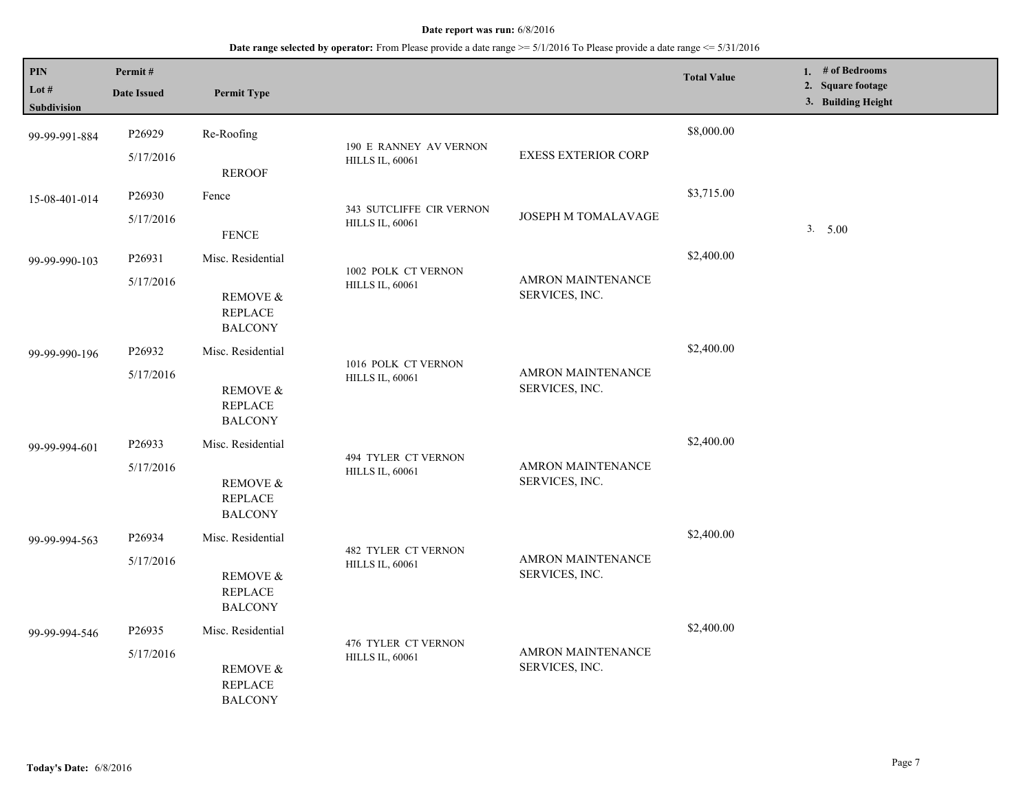**Date report was run:** 6/8/2016

**Date range selected by operator:** From Please provide a date range >= 5/1/2016 To Please provide a date range <= 5/31/2016

| PIN / Lot # / Subdivision | Permit # / Date Issued | Permit Type | | | Total Value | 1. # of Bedrooms 2. Square footage 3. Building Height |
|---|---|---|---|---|---|---|
| 99-99-991-884 | P26929 5/17/2016 | Re-Roofing REROOF | 190 E RANNEY AV VERNON HILLS IL, 60061 | EXESS EXTERIOR CORP | $8,000.00 | |
| 15-08-401-014 | P26930 5/17/2016 | Fence FENCE | 343 SUTCLIFFE CIR VERNON HILLS IL, 60061 | JOSEPH M TOMALAVAGE | $3,715.00 | 3. 5.00 |
| 99-99-990-103 | P26931 5/17/2016 | Misc. Residential REMOVE & REPLACE BALCONY | 1002 POLK CT VERNON HILLS IL, 60061 | AMRON MAINTENANCE SERVICES, INC. | $2,400.00 | |
| 99-99-990-196 | P26932 5/17/2016 | Misc. Residential REMOVE & REPLACE BALCONY | 1016 POLK CT VERNON HILLS IL, 60061 | AMRON MAINTENANCE SERVICES, INC. | $2,400.00 | |
| 99-99-994-601 | P26933 5/17/2016 | Misc. Residential REMOVE & REPLACE BALCONY | 494 TYLER CT VERNON HILLS IL, 60061 | AMRON MAINTENANCE SERVICES, INC. | $2,400.00 | |
| 99-99-994-563 | P26934 5/17/2016 | Misc. Residential REMOVE & REPLACE BALCONY | 482 TYLER CT VERNON HILLS IL, 60061 | AMRON MAINTENANCE SERVICES, INC. | $2,400.00 | |
| 99-99-994-546 | P26935 5/17/2016 | Misc. Residential REMOVE & REPLACE BALCONY | 476 TYLER CT VERNON HILLS IL, 60061 | AMRON MAINTENANCE SERVICES, INC. | $2,400.00 | |

**Today's Date:** 6/8/2016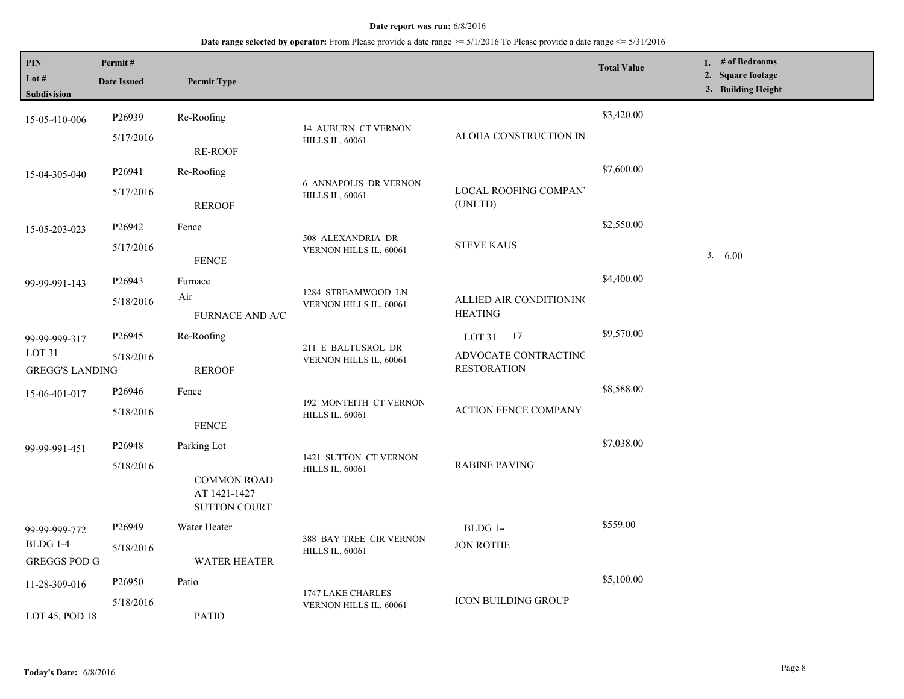**Date report was run:** 6/8/2016

**Date range selected by operator:** From Please provide a date range >= 5/1/2016 To Please provide a date range <= 5/31/2016

| PIN / Lot # / Subdivision | Permit # / Date Issued | Permit Type | | | Total Value | 1. # of Bedrooms 2. Square footage 3. Building Height |
|---|---|---|---|---|---|---|
| 15-05-410-006 | P26939<br>5/17/2016 | Re-Roofing<br>RE-ROOF | 14 AUBURN CT VERNON HILLS IL, 60061 | ALOHA CONSTRUCTION IN | $3,420.00 | |
| 15-04-305-040 | P26941<br>5/17/2016 | Re-Roofing<br>REROOF | 6 ANNAPOLIS DR VERNON HILLS IL, 60061 | LOCAL ROOFING COMPANY (UNLTD) | $7,600.00 | |
| 15-05-203-023 | P26942<br>5/17/2016 | Fence<br>FENCE | 508 ALEXANDRIA DR VERNON HILLS IL, 60061 | STEVE KAUS | $2,550.00 | 3. 6.00 |
| 99-99-991-143 | P26943<br>5/18/2016 | Furnace<br>Air<br>FURNACE AND A/C | 1284 STREAMWOOD LN VERNON HILLS IL, 60061 | ALLIED AIR CONDITIONING HEATING | $4,400.00 | |
| 99-99-999-317<br>LOT 31<br>GREGG'S LANDING | P26945<br>5/18/2016 | Re-Roofing<br>REROOF | 211 E BALTUSROL DR VERNON HILLS IL, 60061 | LOT 31 17<br>ADVOCATE CONTRACTING RESTORATION | $9,570.00 | |
| 15-06-401-017 | P26946<br>5/18/2016 | Fence<br>FENCE | 192 MONTEITH CT VERNON HILLS IL, 60061 | ACTION FENCE COMPANY | $8,588.00 | |
| 99-99-991-451 | P26948<br>5/18/2016 | Parking Lot<br>COMMON ROAD AT 1421-1427 SUTTON COURT | 1421 SUTTON CT VERNON HILLS IL, 60061 | RABINE PAVING | $7,038.00 | |
| 99-99-999-772<br>BLDG 1-4<br>GREGGS POD G | P26949<br>5/18/2016 | Water Heater<br>WATER HEATER | 388 BAY TREE CIR VERNON HILLS IL, 60061 | BLDG 1-<br>JON ROTHE | $559.00 | |
| 11-28-309-016<br>LOT 45, POD 18 | P26950<br>5/18/2016 | Patio<br>PATIO | 1747 LAKE CHARLES VERNON HILLS IL, 60061 | ICON BUILDING GROUP | $5,100.00 | |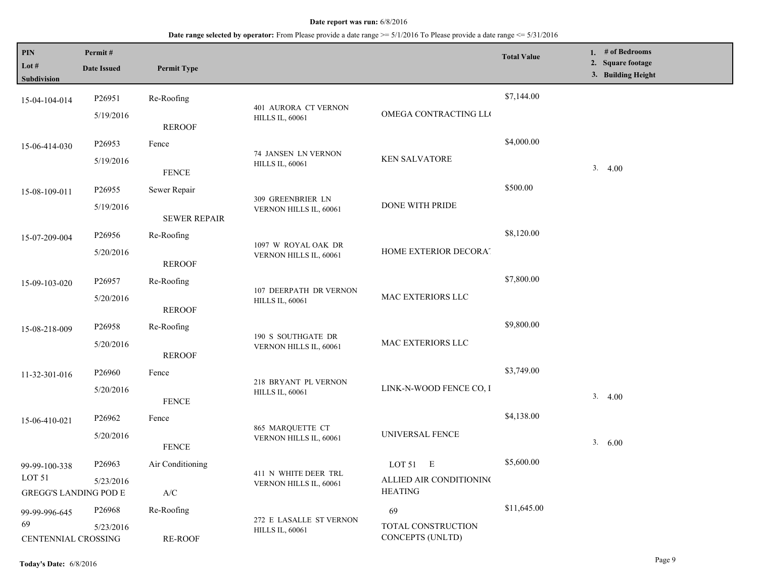**Date report was run:** 6/8/2016

**Date range selected by operator:** From Please provide a date range >= 5/1/2016 To Please provide a date range <= 5/31/2016

| PIN / Lot # / Subdivision | Permit # / Date Issued | Permit Type | | | Total Value | 1. # of Bedrooms 2. Square footage 3. Building Height |
|---|---|---|---|---|---|---|
| 15-04-104-014 | P26951 5/19/2016 | Re-Roofing REROOF | 401 AURORA CT VERNON HILLS IL, 60061 | OMEGA CONTRACTING LL( | $7,144.00 | |
| 15-06-414-030 | P26953 5/19/2016 | Fence FENCE | 74 JANSEN LN VERNON HILLS IL, 60061 | KEN SALVATORE | $4,000.00 | 3. 4.00 |
| 15-08-109-011 | P26955 5/19/2016 | Sewer Repair SEWER REPAIR | 309 GREENBRIER LN VERNON HILLS IL, 60061 | DONE WITH PRIDE | $500.00 | |
| 15-07-209-004 | P26956 5/20/2016 | Re-Roofing REROOF | 1097 W ROYAL OAK DR VERNON HILLS IL, 60061 | HOME EXTERIOR DECORA | $8,120.00 | |
| 15-09-103-020 | P26957 5/20/2016 | Re-Roofing REROOF | 107 DEERPATH DR VERNON HILLS IL, 60061 | MAC EXTERIORS LLC | $7,800.00 | |
| 15-08-218-009 | P26958 5/20/2016 | Re-Roofing REROOF | 190 S SOUTHGATE DR VERNON HILLS IL, 60061 | MAC EXTERIORS LLC | $9,800.00 | |
| 11-32-301-016 | P26960 5/20/2016 | Fence FENCE | 218 BRYANT PL VERNON HILLS IL, 60061 | LINK-N-WOOD FENCE CO, I | $3,749.00 | 3. 4.00 |
| 15-06-410-021 | P26962 5/20/2016 | Fence FENCE | 865 MARQUETTE CT VERNON HILLS IL, 60061 | UNIVERSAL FENCE | $4,138.00 | 3. 6.00 |
| 99-99-100-338 LOT 51 GREGG'S LANDING POD E | P26963 5/23/2016 | Air Conditioning A/C | 411 N WHITE DEER TRL VERNON HILLS IL, 60061 | LOT 51 E ALLIED AIR CONDITIONIN( HEATING | $5,600.00 | |
| 99-99-996-645 69 CENTENNIAL CROSSING | P26968 5/23/2016 | Re-Roofing RE-ROOF | 272 E LASALLE ST VERNON HILLS IL, 60061 | 69 TOTAL CONSTRUCTION CONCEPTS (UNLTD) | $11,645.00 | |

**Today's Date:** 6/8/2016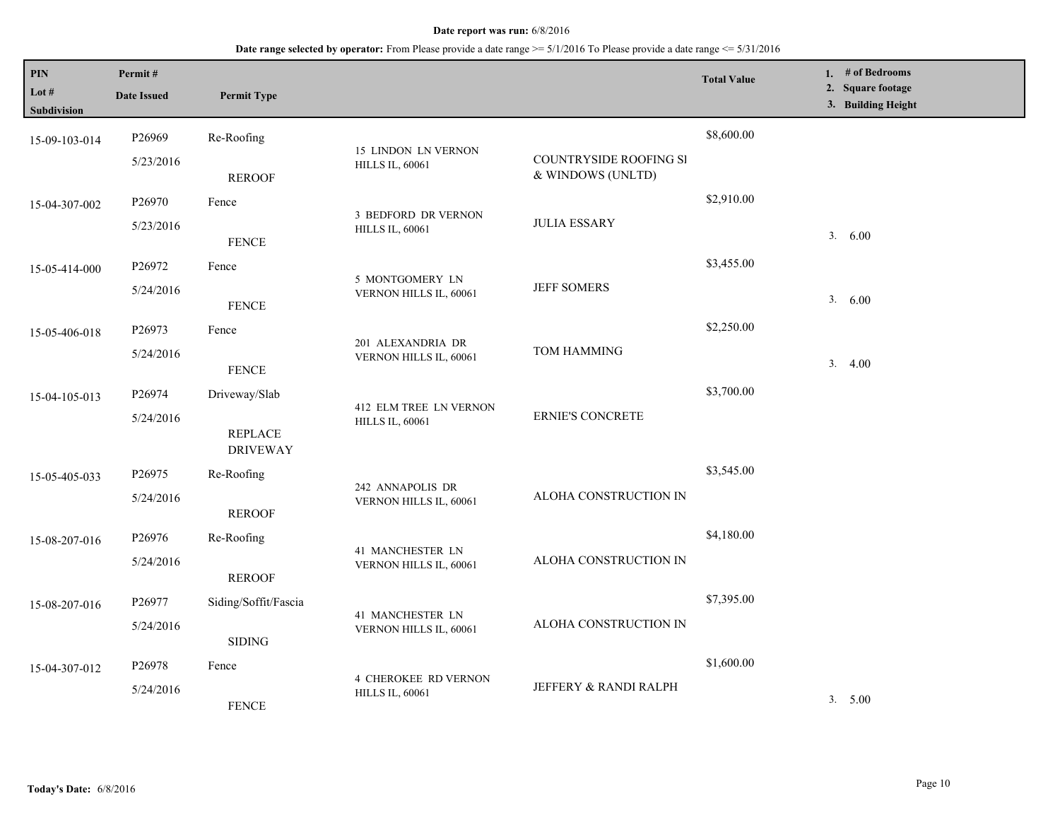**Date report was run:** 6/8/2016

**Date range selected by operator:** From Please provide a date range >= 5/1/2016 To Please provide a date range <= 5/31/2016

| PIN<br>Lot #<br>Subdivision | Permit #<br>Date Issued | Permit Type | | | Total Value | 1. # of Bedrooms<br>2. Square footage<br>3. Building Height |
|---|---|---|---|---|---|---|
| 15-09-103-014 | P26969<br>5/23/2016 | Re-Roofing<br>REROOF | 15 LINDON LN VERNON HILLS IL, 60061 | COUNTRYSIDE ROOFING SI & WINDOWS (UNLTD) | $8,600.00 | |
| 15-04-307-002 | P26970<br>5/23/2016 | Fence<br>FENCE | 3 BEDFORD DR VERNON HILLS IL, 60061 | JULIA ESSARY | $2,910.00 | 3. 6.00 |
| 15-05-414-000 | P26972<br>5/24/2016 | Fence<br>FENCE | 5 MONTGOMERY LN VERNON HILLS IL, 60061 | JEFF SOMERS | $3,455.00 | 3. 6.00 |
| 15-05-406-018 | P26973<br>5/24/2016 | Fence<br>FENCE | 201 ALEXANDRIA DR VERNON HILLS IL, 60061 | TOM HAMMING | $2,250.00 | 3. 4.00 |
| 15-04-105-013 | P26974<br>5/24/2016 | Driveway/Slab<br>REPLACE DRIVEWAY | 412 ELM TREE LN VERNON HILLS IL, 60061 | ERNIE'S CONCRETE | $3,700.00 | |
| 15-05-405-033 | P26975<br>5/24/2016 | Re-Roofing<br>REROOF | 242 ANNAPOLIS DR VERNON HILLS IL, 60061 | ALOHA CONSTRUCTION IN | $3,545.00 | |
| 15-08-207-016 | P26976<br>5/24/2016 | Re-Roofing<br>REROOF | 41 MANCHESTER LN VERNON HILLS IL, 60061 | ALOHA CONSTRUCTION IN | $4,180.00 | |
| 15-08-207-016 | P26977<br>5/24/2016 | Siding/Soffit/Fascia<br>SIDING | 41 MANCHESTER LN VERNON HILLS IL, 60061 | ALOHA CONSTRUCTION IN | $7,395.00 | |
| 15-04-307-012 | P26978<br>5/24/2016 | Fence<br>FENCE | 4 CHEROKEE RD VERNON HILLS IL, 60061 | JEFFERY & RANDI RALPH | $1,600.00 | 3. 5.00 |

**Today's Date:** 6/8/2016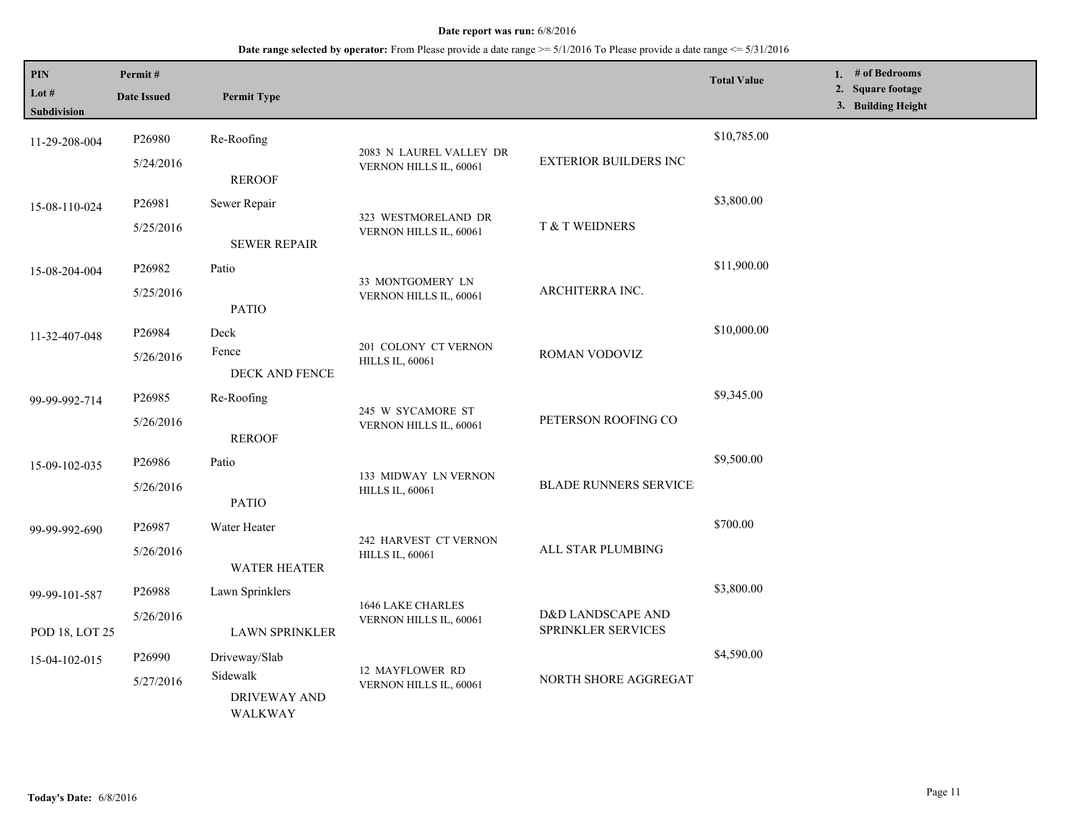**Date report was run:** 6/8/2016

**Date range selected by operator:** From Please provide a date range >= 5/1/2016 To Please provide a date range <= 5/31/2016

| PIN<br>Lot #<br>Subdivision | Permit #<br>Date Issued | Permit Type | | | Total Value | 1. # of Bedrooms<br>2. Square footage<br>3. Building Height |
|---|---|---|---|---|---|---|
| 11-29-208-004 | P26980<br>5/24/2016 | Re-Roofing<br>REROOF | 2083 N LAUREL VALLEY DR VERNON HILLS IL, 60061 | EXTERIOR BUILDERS INC | $10,785.00 | |
| 15-08-110-024 | P26981<br>5/25/2016 | Sewer Repair<br>SEWER REPAIR | 323 WESTMORELAND DR VERNON HILLS IL, 60061 | T & T WEIDNERS | $3,800.00 | |
| 15-08-204-004 | P26982<br>5/25/2016 | Patio<br>PATIO | 33 MONTGOMERY LN VERNON HILLS IL, 60061 | ARCHITERRA INC. | $11,900.00 | |
| 11-32-407-048 | P26984<br>5/26/2016 | Deck<br>Fence<br>DECK AND FENCE | 201 COLONY CT VERNON HILLS IL, 60061 | ROMAN VODOVIZ | $10,000.00 | |
| 99-99-992-714 | P26985<br>5/26/2016 | Re-Roofing<br>REROOF | 245 W SYCAMORE ST VERNON HILLS IL, 60061 | PETERSON ROOFING CO | $9,345.00 | |
| 15-09-102-035 | P26986<br>5/26/2016 | Patio<br>PATIO | 133 MIDWAY LN VERNON HILLS IL, 60061 | BLADE RUNNERS SERVICE | $9,500.00 | |
| 99-99-992-690 | P26987<br>5/26/2016 | Water Heater<br>WATER HEATER | 242 HARVEST CT VERNON HILLS IL, 60061 | ALL STAR PLUMBING | $700.00 | |
| 99-99-101-587<br>POD 18, LOT 25 | P26988<br>5/26/2016 | Lawn Sprinklers<br>LAWN SPRINKLER | 1646 LAKE CHARLES VERNON HILLS IL, 60061 | D&D LANDSCAPE AND SPRINKLER SERVICES | $3,800.00 | |
| 15-04-102-015 | P26990<br>5/27/2016 | Driveway/Slab<br>Sidewalk<br>DRIVEWAY AND WALKWAY | 12 MAYFLOWER RD VERNON HILLS IL, 60061 | NORTH SHORE AGGREGAT | $4,590.00 | |

**Today's Date:** 6/8/2016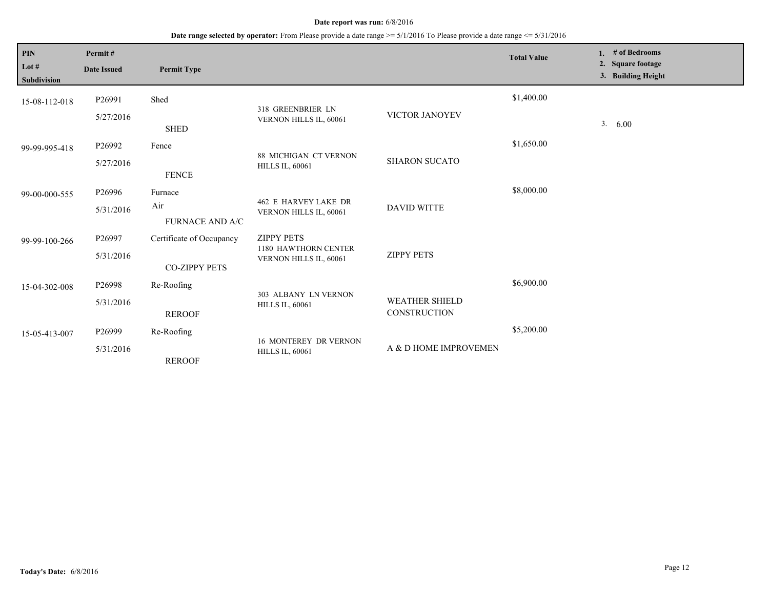**Date report was run:** 6/8/2016

**Date range selected by operator:** From Please provide a date range >= 5/1/2016 To Please provide a date range <= 5/31/2016

| PIN<br>Lot #<br>Subdivision | Permit #<br>Date Issued | Permit Type | | | Total Value | 1. # of Bedrooms<br>2. Square footage<br>3. Building Height |
|---|---|---|---|---|---|---|
| 15-08-112-018 | P26991<br>5/27/2016 | Shed<br>SHED | 318 GREENBRIER LN VERNON HILLS IL, 60061 | VICTOR JANOYEV | $1,400.00 | 3. 6.00 |
| 99-99-995-418 | P26992<br>5/27/2016 | Fence<br>FENCE | 88 MICHIGAN CT VERNON HILLS IL, 60061 | SHARON SUCATO | $1,650.00 | |
| 99-00-000-555 | P26996<br>5/31/2016 | Furnace<br>Air<br>FURNACE AND A/C | 462 E HARVEY LAKE DR VERNON HILLS IL, 60061 | DAVID WITTE | $8,000.00 | |
| 99-99-100-266 | P26997<br>5/31/2016 | Certificate of Occupancy<br>CO-ZIPPY PETS | ZIPPY PETS<br>1180 HAWTHORN CENTER VERNON HILLS IL, 60061 | ZIPPY PETS | | |
| 15-04-302-008 | P26998<br>5/31/2016 | Re-Roofing<br>REROOF | 303 ALBANY LN VERNON HILLS IL, 60061 | WEATHER SHIELD CONSTRUCTION | $6,900.00 | |
| 15-05-413-007 | P26999<br>5/31/2016 | Re-Roofing<br>REROOF | 16 MONTEREY DR VERNON HILLS IL, 60061 | A & D HOME IMPROVEMEN | $5,200.00 | |

**Today's Date:** 6/8/2016